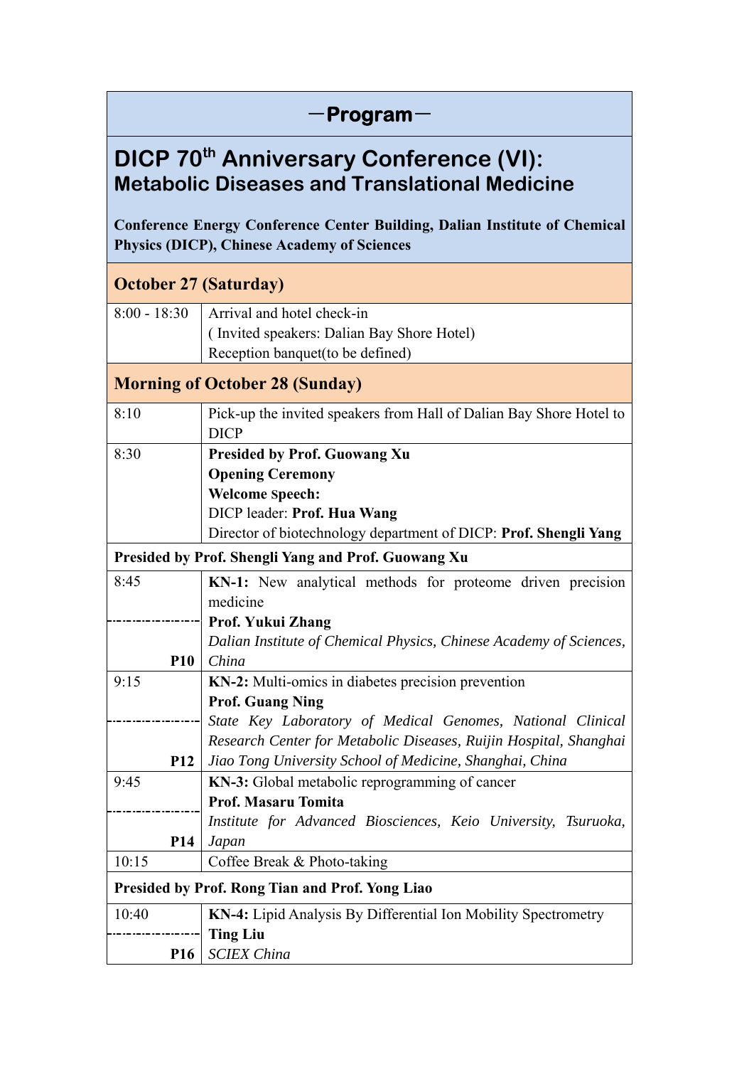# —Program—

# DICP 70th Anniversary Conference (VI): Metabolic Diseases and Translational Medicine

**Conference Energy Conference Center Building, Dalian Institute of Chemical Physics (DICP), Chinese Academy of Sciences**

| Time | Program |
|---|---|
| **October 27 (Saturday)** | |
| 8:00 - 18:30 | Arrival and hotel check-in<br>( Invited speakers: Dalian Bay Shore Hotel)<br>Reception banquet(to be defined) |
| **Morning of October 28 (Sunday)** | |
| 8:10 | Pick-up the invited speakers from Hall of Dalian Bay Shore Hotel to DICP |
| 8:30 | **Presided by Prof. Guowang Xu**<br>**Opening Ceremony**<br>**Welcome Speech:**<br>DICP leader: **Prof. Hua Wang**<br>Director of biotechnology department of DICP: **Prof. Shengli Yang** |
| **Presided by Prof. Shengli Yang and Prof. Guowang Xu** | |
| 8:45<br>**P10** | **KN-1:** New analytical methods for proteome driven precision medicine<br>**Prof. Yukui Zhang**<br>*Dalian Institute of Chemical Physics, Chinese Academy of Sciences, China* |
| 9:15<br>**P12** | **KN-2:** Multi-omics in diabetes precision prevention<br>**Prof. Guang Ning**<br>*State Key Laboratory of Medical Genomes, National Clinical Research Center for Metabolic Diseases, Ruijin Hospital, Shanghai Jiao Tong University School of Medicine, Shanghai, China* |
| 9:45<br>**P14** | **KN-3:** Global metabolic reprogramming of cancer<br>**Prof. Masaru Tomita**<br>*Institute for Advanced Biosciences, Keio University, Tsuruoka, Japan* |
| 10:15 | Coffee Break & Photo-taking |
| **Presided by Prof. Rong Tian and Prof. Yong Liao** | |
| 10:40<br>**P16** | **KN-4:** Lipid Analysis By Differential Ion Mobility Spectrometry<br>**Ting Liu**<br>*SCIEX China* |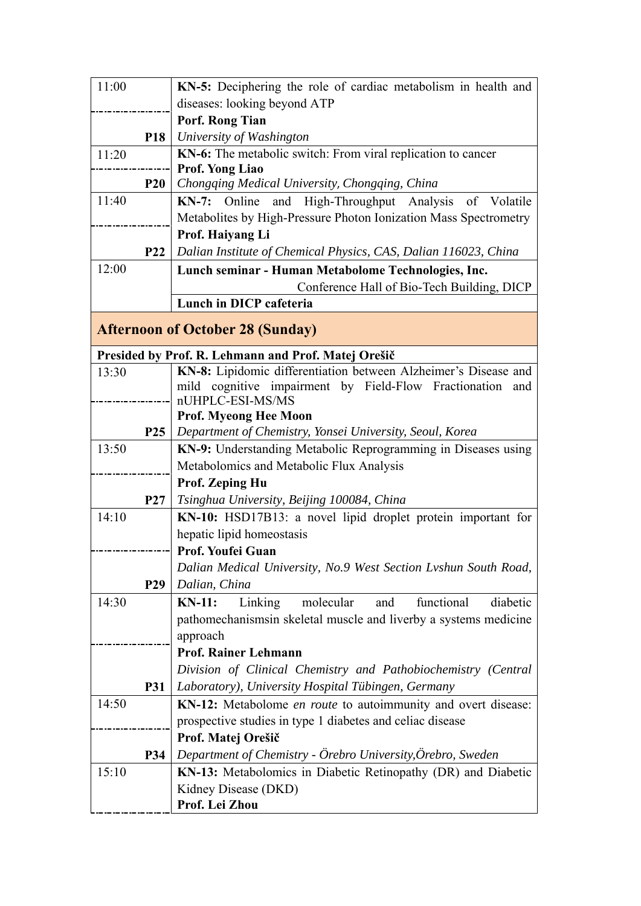| Time | Program |
|---|---|
| 11:00<br>**P18** | **KN-5:** Deciphering the role of cardiac metabolism in health and diseases: looking beyond ATP<br>**Porf. Rong Tian**<br>*University of Washington* |
| 11:20<br>**P20** | **KN-6:** The metabolic switch: From viral replication to cancer<br>**Prof. Yong Liao**<br>*Chongqing Medical University, Chongqing, China* |
| 11:40<br>**P22** | **KN-7:** Online and High-Throughput Analysis of Volatile Metabolites by High-Pressure Photon Ionization Mass Spectrometry<br>**Prof. Haiyang Li**<br>*Dalian Institute of Chemical Physics, CAS, Dalian 116023, China* |
| 12:00 | **Lunch seminar - Human Metabolome Technologies, Inc.**<br>Conference Hall of Bio-Tech Building, DICP<br>**Lunch in DICP cafeteria** |

## Afternoon of October 28 (Sunday)

**Presided by Prof. R. Lehmann and Prof. Matej Orešič**

| Time | Program |
|---|---|
| 13:30<br>**P25** | **KN-8:** Lipidomic differentiation between Alzheimer's Disease and mild cognitive impairment by Field-Flow Fractionation and nUHPLC-ESI-MS/MS<br>**Prof. Myeong Hee Moon**<br>*Department of Chemistry, Yonsei University, Seoul, Korea* |
| 13:50<br>**P27** | **KN-9:** Understanding Metabolic Reprogramming in Diseases using Metabolomics and Metabolic Flux Analysis<br>**Prof. Zeping Hu**<br>*Tsinghua University, Beijing 100084, China* |
| 14:10<br>**P29** | **KN-10:** HSD17B13: a novel lipid droplet protein important for hepatic lipid homeostasis<br>**Prof. Youfei Guan**<br>*Dalian Medical University, No.9 West Section Lvshun South Road, Dalian, China* |
| 14:30<br>**P31** | **KN-11:** Linking molecular and functional diabetic pathomechanismsin skeletal muscle and liverby a systems medicine approach<br>**Prof. Rainer Lehmann**<br>*Division of Clinical Chemistry and Pathobiochemistry (Central Laboratory), University Hospital Tübingen, Germany* |
| 14:50<br>**P34** | **KN-12:** Metabolome *en route* to autoimmunity and overt disease: prospective studies in type 1 diabetes and celiac disease<br>**Prof. Matej Orešič**<br>*Department of Chemistry - Örebro University,Örebro, Sweden* |
| 15:10 | **KN-13:** Metabolomics in Diabetic Retinopathy (DR) and Diabetic Kidney Disease (DKD)<br>**Prof. Lei Zhou** |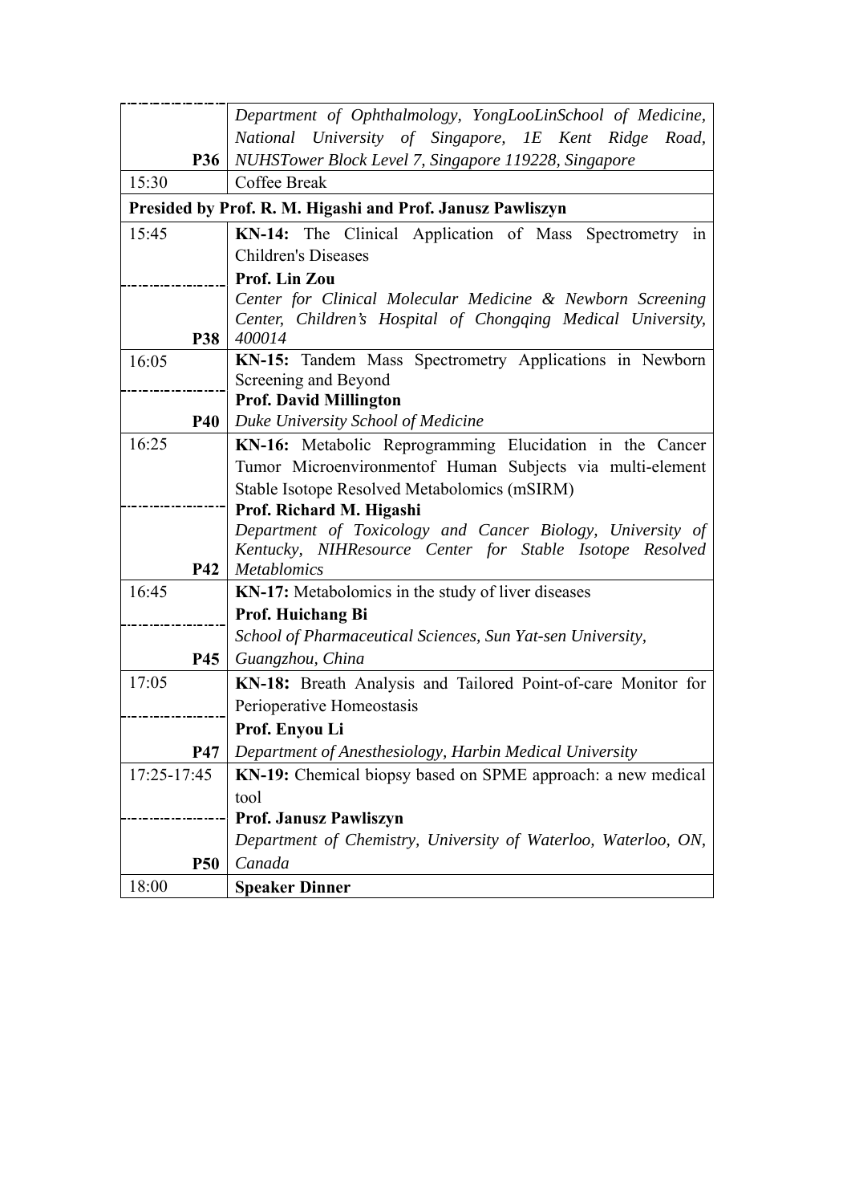| | |
|---|---|
| **P36** | *Department of Ophthalmology, YongLooLinSchool of Medicine, National University of Singapore, 1E Kent Ridge Road, NUHSTower Block Level 7, Singapore 119228, Singapore* |
| 15:30 | Coffee Break |
| **Presided by Prof. R. M. Higashi and Prof. Janusz Pawliszyn** | |
| 15:45 | **KN-14:** The Clinical Application of Mass Spectrometry in Children's Diseases |
| **P38** | **Prof. Lin Zou**<br>*Center for Clinical Molecular Medicine & Newborn Screening Center, Children's Hospital of Chongqing Medical University, 400014* |
| 16:05 | **KN-15:** Tandem Mass Spectrometry Applications in Newborn Screening and Beyond |
| **P40** | **Prof. David Millington**<br>*Duke University School of Medicine* |
| 16:25 | **KN-16:** Metabolic Reprogramming Elucidation in the Cancer Tumor Microenvironmentof Human Subjects via multi-element Stable Isotope Resolved Metabolomics (mSIRM) |
| **P42** | **Prof. Richard M. Higashi**<br>*Department of Toxicology and Cancer Biology, University of Kentucky, NIHResource Center for Stable Isotope Resolved Metablomics* |
| 16:45 | **KN-17:** Metabolomics in the study of liver diseases |
| **P45** | **Prof. Huichang Bi**<br>*School of Pharmaceutical Sciences, Sun Yat-sen University, Guangzhou, China* |
| 17:05 | **KN-18:** Breath Analysis and Tailored Point-of-care Monitor for Perioperative Homeostasis |
| **P47** | **Prof. Enyou Li**<br>*Department of Anesthesiology, Harbin Medical University* |
| 17:25-17:45 | **KN-19:** Chemical biopsy based on SPME approach: a new medical tool |
| **P50** | **Prof. Janusz Pawliszyn**<br>*Department of Chemistry, University of Waterloo, Waterloo, ON, Canada* |
| 18:00 | **Speaker Dinner** |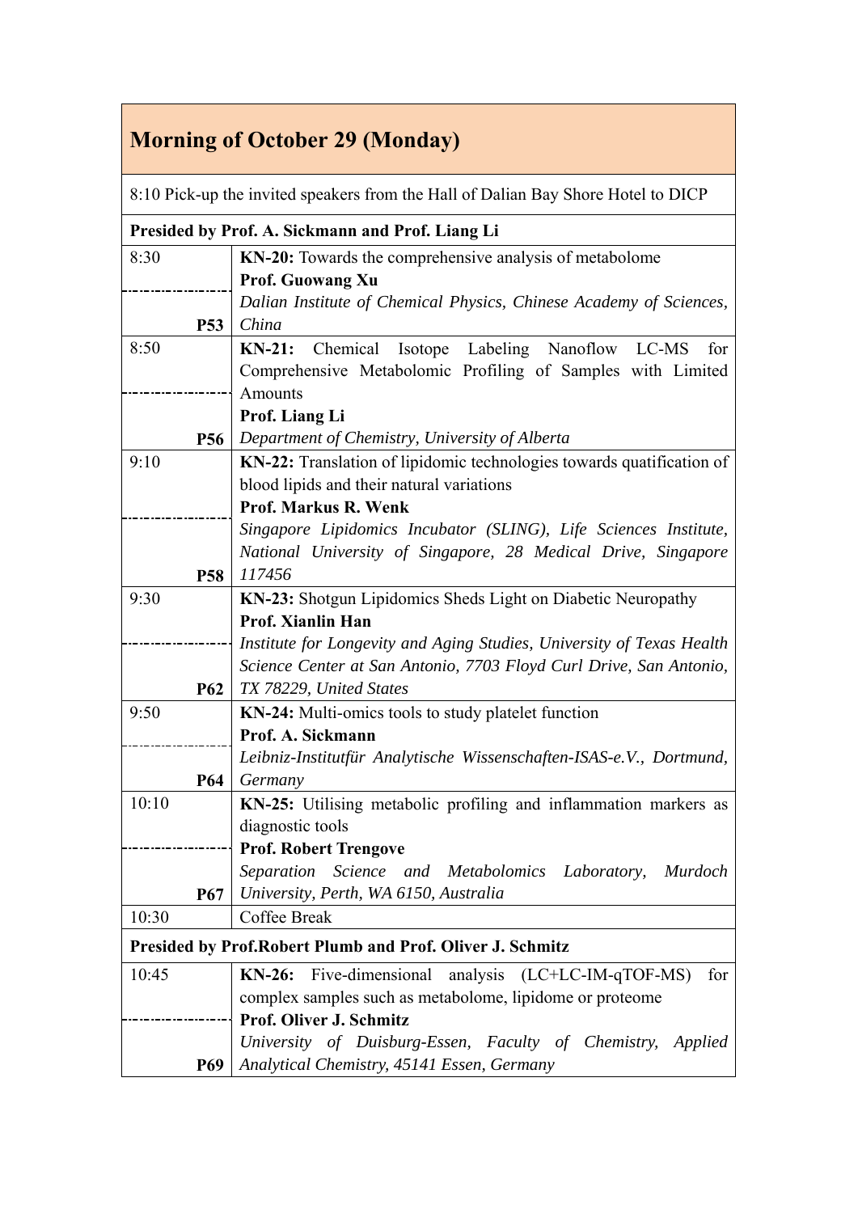## Morning of October 29 (Monday)

8:10 Pick-up the invited speakers from the Hall of Dalian Bay Shore Hotel to DICP

**Presided by Prof. A. Sickmann and Prof. Liang Li**

| Time / Page | Session |
|---|---|
| 8:30<br>**P53** | **KN-20:** Towards the comprehensive analysis of metabolome<br>**Prof. Guowang Xu**<br>*Dalian Institute of Chemical Physics, Chinese Academy of Sciences, China* |
| 8:50<br>**P56** | **KN-21:** Chemical Isotope Labeling Nanoflow LC-MS for Comprehensive Metabolomic Profiling of Samples with Limited Amounts<br>**Prof. Liang Li**<br>*Department of Chemistry, University of Alberta* |
| 9:10<br>**P58** | **KN-22:** Translation of lipidomic technologies towards quatification of blood lipids and their natural variations<br>**Prof. Markus R. Wenk**<br>*Singapore Lipidomics Incubator (SLING), Life Sciences Institute, National University of Singapore, 28 Medical Drive, Singapore 117456* |
| 9:30<br>**P62** | **KN-23:** Shotgun Lipidomics Sheds Light on Diabetic Neuropathy<br>**Prof. Xianlin Han**<br>*Institute for Longevity and Aging Studies, University of Texas Health Science Center at San Antonio, 7703 Floyd Curl Drive, San Antonio, TX 78229, United States* |
| 9:50<br>**P64** | **KN-24:** Multi-omics tools to study platelet function<br>**Prof. A. Sickmann**<br>*Leibniz-Institutfür Analytische Wissenschaften-ISAS-e.V., Dortmund, Germany* |
| 10:10<br>**P67** | **KN-25:** Utilising metabolic profiling and inflammation markers as diagnostic tools<br>**Prof. Robert Trengove**<br>*Separation Science and Metabolomics Laboratory, Murdoch University, Perth, WA 6150, Australia* |
| 10:30 | Coffee Break |

**Presided by Prof.Robert Plumb and Prof. Oliver J. Schmitz**

| Time / Page | Session |
|---|---|
| 10:45<br>**P69** | **KN-26:** Five-dimensional analysis (LC+LC-IM-qTOF-MS) for complex samples such as metabolome, lipidome or proteome<br>**Prof. Oliver J. Schmitz**<br>*University of Duisburg-Essen, Faculty of Chemistry, Applied Analytical Chemistry, 45141 Essen, Germany* |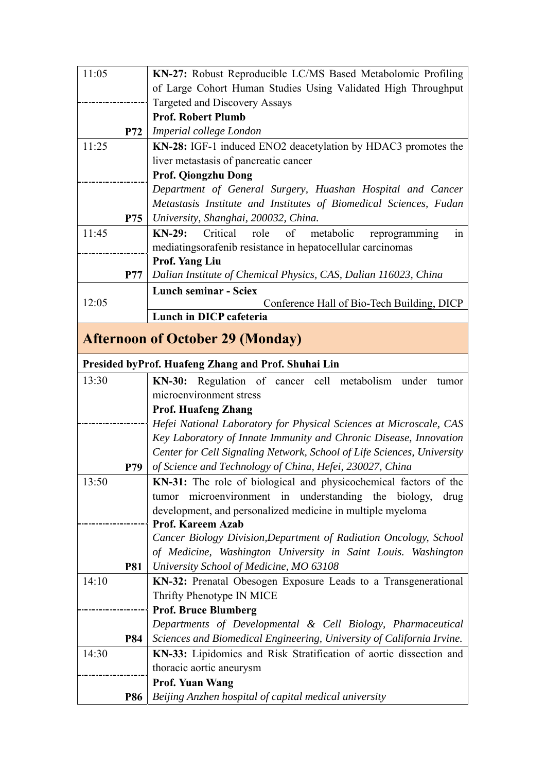| Time | Program |
| --- | --- |
| 11:05 | **KN-27:** Robust Reproducible LC/MS Based Metabolomic Profiling of Large Cohort Human Studies Using Validated High Throughput Targeted and Discovery Assays<br>**Prof. Robert Plumb** |
| **P72** | *Imperial college London* |
| 11:25 | **KN-28:** IGF-1 induced ENO2 deacetylation by HDAC3 promotes the liver metastasis of pancreatic cancer<br>**Prof. Qiongzhu Dong** |
| **P75** | *Department of General Surgery, Huashan Hospital and Cancer Metastasis Institute and Institutes of Biomedical Sciences, Fudan University, Shanghai, 200032, China.* |
| 11:45 | **KN-29:** Critical role of metabolic reprogramming in mediatingsorafenib resistance in hepatocellular carcinomas |
| **P77** | **Prof. Yang Liu**<br>*Dalian Institute of Chemical Physics, CAS, Dalian 116023, China* |
| 12:05 | **Lunch seminar - Sciex**<br>Conference Hall of Bio-Tech Building, DICP<br>**Lunch in DICP cafeteria** |

## Afternoon of October 29 (Monday)

**Presided byProf. Huafeng Zhang and Prof. Shuhai Lin**

| Time | Program |
| --- | --- |
| 13:30 | **KN-30:** Regulation of cancer cell metabolism under tumor microenvironment stress<br>**Prof. Huafeng Zhang** |
| **P79** | *Hefei National Laboratory for Physical Sciences at Microscale, CAS Key Laboratory of Innate Immunity and Chronic Disease, Innovation Center for Cell Signaling Network, School of Life Sciences, University of Science and Technology of China, Hefei, 230027, China* |
| 13:50 | **KN-31:** The role of biological and physicochemical factors of the tumor microenvironment in understanding the biology, drug development, and personalized medicine in multiple myeloma |
| **P81** | **Prof. Kareem Azab**<br>*Cancer Biology Division,Department of Radiation Oncology, School of Medicine, Washington University in Saint Louis. Washington University School of Medicine, MO 63108* |
| 14:10 | **KN-32:** Prenatal Obesogen Exposure Leads to a Transgenerational Thrifty Phenotype IN MICE |
| **P84** | **Prof. Bruce Blumberg**<br>*Departments of Developmental & Cell Biology, Pharmaceutical Sciences and Biomedical Engineering, University of California Irvine.* |
| 14:30 | **KN-33:** Lipidomics and Risk Stratification of aortic dissection and thoracic aortic aneurysm |
| **P86** | **Prof. Yuan Wang**<br>*Beijing Anzhen hospital of capital medical university* |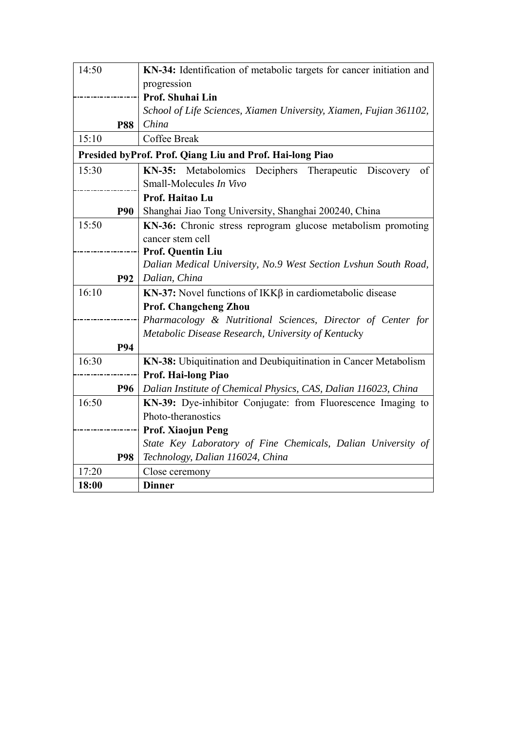| | |
|---|---|
| 14:50<br><br><br><br>**P88** | **KN-34:** Identification of metabolic targets for cancer initiation and progression<br>**Prof. Shuhai Lin**<br>*School of Life Sciences, Xiamen University, Xiamen, Fujian 361102, China* |
| 15:10 | Coffee Break |
| **Presided byProf. Prof. Qiang Liu and Prof. Hai-long Piao** | |
| 15:30<br><br><br>**P90** | **KN-35:** Metabolomics Deciphers Therapeutic Discovery of Small-Molecules *In Vivo*<br>**Prof. Haitao Lu**<br>Shanghai Jiao Tong University, Shanghai 200240, China |
| 15:50<br><br><br><br>**P92** | **KN-36:** Chronic stress reprogram glucose metabolism promoting cancer stem cell<br>**Prof. Quentin Liu**<br>*Dalian Medical University, No.9 West Section Lvshun South Road, Dalian, China* |
| 16:10<br><br><br><br>**P94** | **KN-37:** Novel functions of IKKβ in cardiometabolic disease<br>**Prof. Changcheng Zhou**<br>*Pharmacology & Nutritional Sciences, Director of Center for Metabolic Disease Research, University of Kentuck*y |
| 16:30<br><br>**P96** | **KN-38:** Ubiquitination and Deubiquitination in Cancer Metabolism<br>**Prof. Hai-long Piao**<br>*Dalian Institute of Chemical Physics, CAS, Dalian 116023, China* |
| 16:50<br><br><br><br>**P98** | **KN-39:** Dye-inhibitor Conjugate: from Fluorescence Imaging to Photo-theranostics<br>**Prof. Xiaojun Peng**<br>*State Key Laboratory of Fine Chemicals, Dalian University of Technology, Dalian 116024, China* |
| 17:20 | Close ceremony |
| **18:00** | **Dinner** |